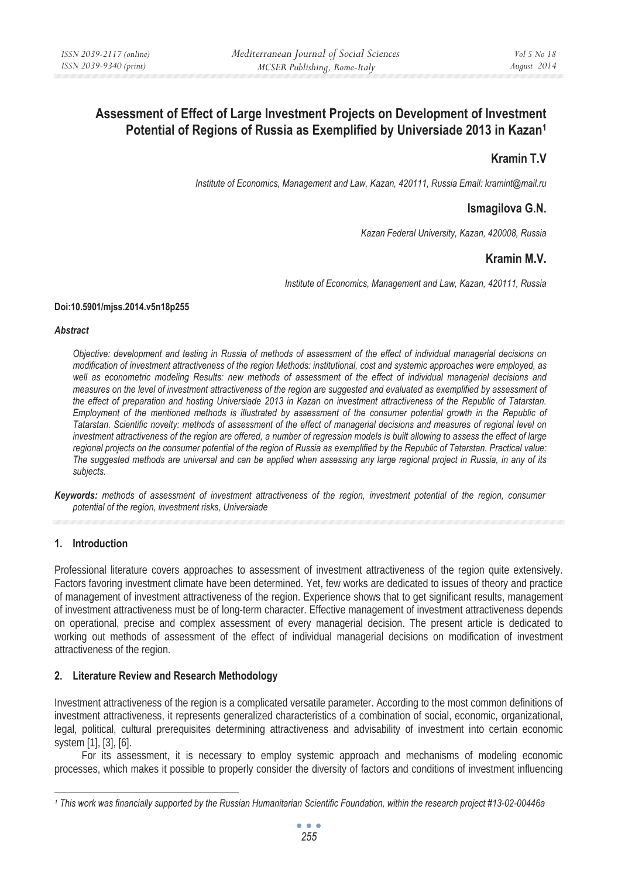# Assessment of Effect of Large Investment Projects on Development of Investment Potential of Regions of Russia as Exemplified by Universiade 2013 in Kazan[1]

**Kramin T.V**

*Institute of Economics, Management and Law, Kazan, 420111, Russia Email: kramint@mail.ru*

**Ismagilova G.N.**

*Kazan Federal University, Kazan, 420008, Russia*

**Kramin M.V.**

*Institute of Economics, Management and Law, Kazan, 420111, Russia*

**Doi:10.5901/mjss.2014.v5n18p255**

***Abstract***

*Objective: development and testing in Russia of methods of assessment of the effect of individual managerial decisions on modification of investment attractiveness of the region Methods: institutional, cost and systemic approaches were employed, as well as econometric modeling Results: new methods of assessment of the effect of individual managerial decisions and measures on the level of investment attractiveness of the region are suggested and evaluated as exemplified by assessment of the effect of preparation and hosting Universiade 2013 in Kazan on investment attractiveness of the Republic of Tatarstan. Employment of the mentioned methods is illustrated by assessment of the consumer potential growth in the Republic of Tatarstan. Scientific novelty: methods of assessment of the effect of managerial decisions and measures of regional level on investment attractiveness of the region are offered, a number of regression models is built allowing to assess the effect of large regional projects on the consumer potential of the region of Russia as exemplified by the Republic of Tatarstan. Practical value: The suggested methods are universal and can be applied when assessing any large regional project in Russia, in any of its subjects.*

***Keywords:*** *methods of assessment of investment attractiveness of the region, investment potential of the region, consumer potential of the region, investment risks, Universiade*

## 1. Introduction

Professional literature covers approaches to assessment of investment attractiveness of the region quite extensively. Factors favoring investment climate have been determined. Yet, few works are dedicated to issues of theory and practice of management of investment attractiveness of the region. Experience shows that to get significant results, management of investment attractiveness must be of long-term character. Effective management of investment attractiveness depends on operational, precise and complex assessment of every managerial decision. The present article is dedicated to working out methods of assessment of the effect of individual managerial decisions on modification of investment attractiveness of the region.

## 2. Literature Review and Research Methodology

Investment attractiveness of the region is a complicated versatile parameter. According to the most common definitions of investment attractiveness, it represents generalized characteristics of a combination of social, economic, organizational, legal, political, cultural prerequisites determining attractiveness and advisability of investment into certain economic system [1], [3], [6].

For its assessment, it is necessary to employ systemic approach and mechanisms of modeling economic processes, which makes it possible to properly consider the diversity of factors and conditions of investment influencing

---

[1] *This work was financially supported by the Russian Humanitarian Scientific Foundation, within the research project #13-02-00446a*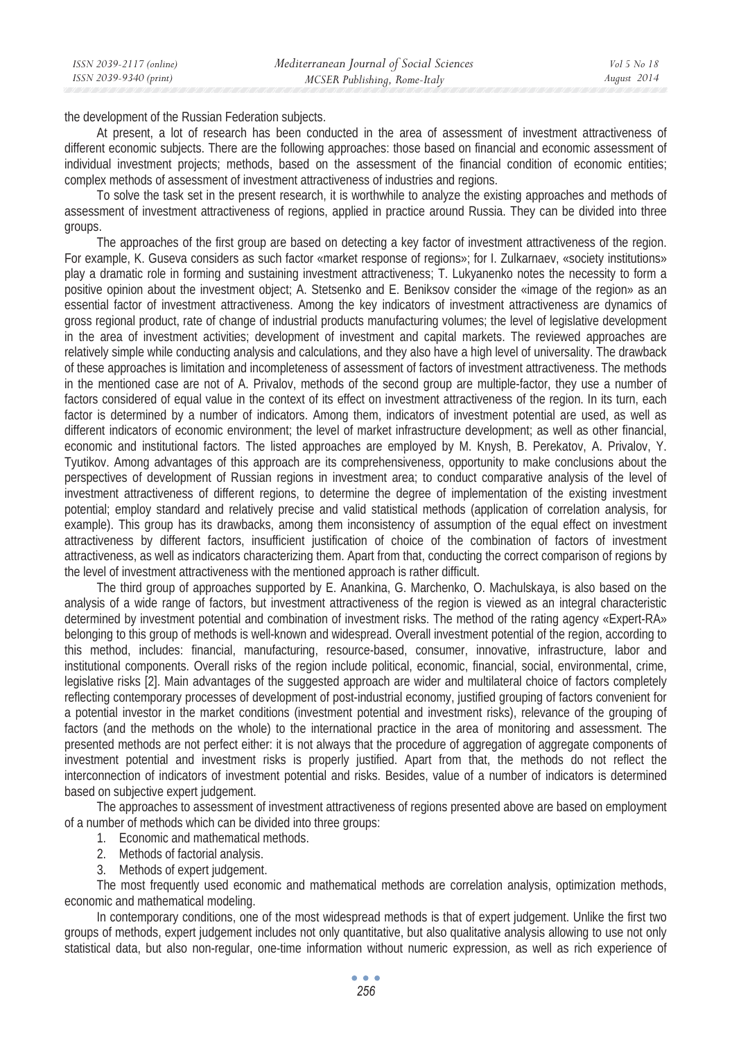the development of the Russian Federation subjects.

At present, a lot of research has been conducted in the area of assessment of investment attractiveness of different economic subjects. There are the following approaches: those based on financial and economic assessment of individual investment projects; methods, based on the assessment of the financial condition of economic entities; complex methods of assessment of investment attractiveness of industries and regions.

To solve the task set in the present research, it is worthwhile to analyze the existing approaches and methods of assessment of investment attractiveness of regions, applied in practice around Russia. They can be divided into three groups.

The approaches of the first group are based on detecting a key factor of investment attractiveness of the region. For example, K. Guseva considers as such factor «market response of regions»; for I. Zulkarnaev, «society institutions» play a dramatic role in forming and sustaining investment attractiveness; T. Lukyanenko notes the necessity to form a positive opinion about the investment object; A. Stetsenko and E. Beniksov consider the «image of the region» as an essential factor of investment attractiveness. Among the key indicators of investment attractiveness are dynamics of gross regional product, rate of change of industrial products manufacturing volumes; the level of legislative development in the area of investment activities; development of investment and capital markets. The reviewed approaches are relatively simple while conducting analysis and calculations, and they also have a high level of universality. The drawback of these approaches is limitation and incompleteness of assessment of factors of investment attractiveness. The methods in the mentioned case are not of A. Privalov, methods of the second group are multiple-factor, they use a number of factors considered of equal value in the context of its effect on investment attractiveness of the region. In its turn, each factor is determined by a number of indicators. Among them, indicators of investment potential are used, as well as different indicators of economic environment; the level of market infrastructure development; as well as other financial, economic and institutional factors. The listed approaches are employed by M. Knysh, B. Perekatov, A. Privalov, Y. Tyutikov. Among advantages of this approach are its comprehensiveness, opportunity to make conclusions about the perspectives of development of Russian regions in investment area; to conduct comparative analysis of the level of investment attractiveness of different regions, to determine the degree of implementation of the existing investment potential; employ standard and relatively precise and valid statistical methods (application of correlation analysis, for example). This group has its drawbacks, among them inconsistency of assumption of the equal effect on investment attractiveness by different factors, insufficient justification of choice of the combination of factors of investment attractiveness, as well as indicators characterizing them. Apart from that, conducting the correct comparison of regions by the level of investment attractiveness with the mentioned approach is rather difficult.

The third group of approaches supported by E. Anankina, G. Marchenko, O. Machulskaya, is also based on the analysis of a wide range of factors, but investment attractiveness of the region is viewed as an integral characteristic determined by investment potential and combination of investment risks. The method of the rating agency «Expert-RA» belonging to this group of methods is well-known and widespread. Overall investment potential of the region, according to this method, includes: financial, manufacturing, resource-based, consumer, innovative, infrastructure, labor and institutional components. Overall risks of the region include political, economic, financial, social, environmental, crime, legislative risks [2]. Main advantages of the suggested approach are wider and multilateral choice of factors completely reflecting contemporary processes of development of post-industrial economy, justified grouping of factors convenient for a potential investor in the market conditions (investment potential and investment risks), relevance of the grouping of factors (and the methods on the whole) to the international practice in the area of monitoring and assessment. The presented methods are not perfect either: it is not always that the procedure of aggregation of aggregate components of investment potential and investment risks is properly justified. Apart from that, the methods do not reflect the interconnection of indicators of investment potential and risks. Besides, value of a number of indicators is determined based on subjective expert judgement.

The approaches to assessment of investment attractiveness of regions presented above are based on employment of a number of methods which can be divided into three groups:

1. Economic and mathematical methods.
2. Methods of factorial analysis.
3. Methods of expert judgement.

The most frequently used economic and mathematical methods are correlation analysis, optimization methods, economic and mathematical modeling.

In contemporary conditions, one of the most widespread methods is that of expert judgement. Unlike the first two groups of methods, expert judgement includes not only quantitative, but also qualitative analysis allowing to use not only statistical data, but also non-regular, one-time information without numeric expression, as well as rich experience of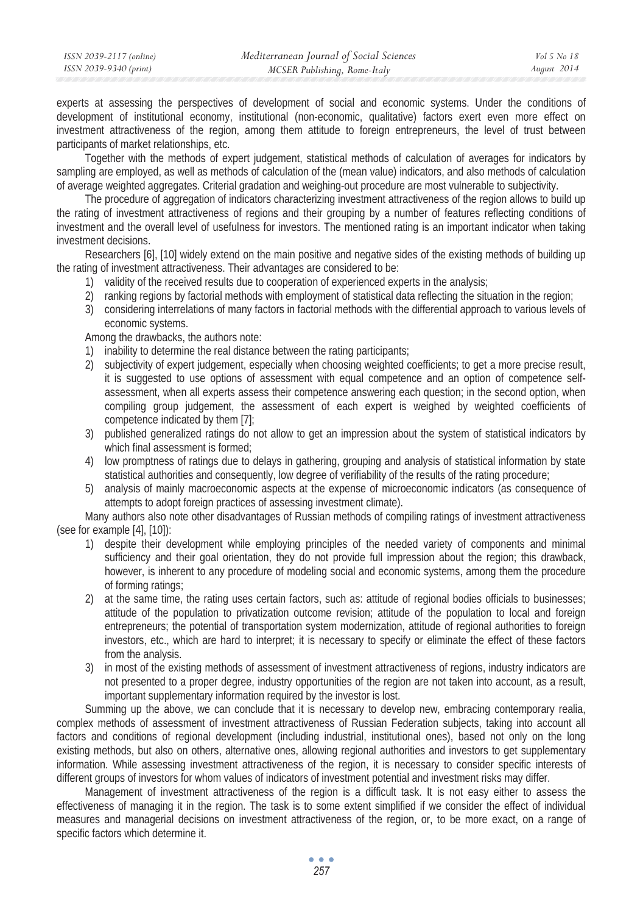experts at assessing the perspectives of development of social and economic systems. Under the conditions of development of institutional economy, institutional (non-economic, qualitative) factors exert even more effect on investment attractiveness of the region, among them attitude to foreign entrepreneurs, the level of trust between participants of market relationships, etc.

Together with the methods of expert judgement, statistical methods of calculation of averages for indicators by sampling are employed, as well as methods of calculation of the (mean value) indicators, and also methods of calculation of average weighted aggregates. Criterial gradation and weighing-out procedure are most vulnerable to subjectivity.

The procedure of aggregation of indicators characterizing investment attractiveness of the region allows to build up the rating of investment attractiveness of regions and their grouping by a number of features reflecting conditions of investment and the overall level of usefulness for investors. The mentioned rating is an important indicator when taking investment decisions.

Researchers [6], [10] widely extend on the main positive and negative sides of the existing methods of building up the rating of investment attractiveness. Their advantages are considered to be:

1) validity of the received results due to cooperation of experienced experts in the analysis;
2) ranking regions by factorial methods with employment of statistical data reflecting the situation in the region;
3) considering interrelations of many factors in factorial methods with the differential approach to various levels of economic systems.

Among the drawbacks, the authors note:

1) inability to determine the real distance between the rating participants;
2) subjectivity of expert judgement, especially when choosing weighted coefficients; to get a more precise result, it is suggested to use options of assessment with equal competence and an option of competence self-assessment, when all experts assess their competence answering each question; in the second option, when compiling group judgement, the assessment of each expert is weighed by weighted coefficients of competence indicated by them [7];
3) published generalized ratings do not allow to get an impression about the system of statistical indicators by which final assessment is formed;
4) low promptness of ratings due to delays in gathering, grouping and analysis of statistical information by state statistical authorities and consequently, low degree of verifiability of the results of the rating procedure;
5) analysis of mainly macroeconomic aspects at the expense of microeconomic indicators (as consequence of attempts to adopt foreign practices of assessing investment climate).

Many authors also note other disadvantages of Russian methods of compiling ratings of investment attractiveness (see for example [4], [10]):

1) despite their development while employing principles of the needed variety of components and minimal sufficiency and their goal orientation, they do not provide full impression about the region; this drawback, however, is inherent to any procedure of modeling social and economic systems, among them the procedure of forming ratings;
2) at the same time, the rating uses certain factors, such as: attitude of regional bodies officials to businesses; attitude of the population to privatization outcome revision; attitude of the population to local and foreign entrepreneurs; the potential of transportation system modernization, attitude of regional authorities to foreign investors, etc., which are hard to interpret; it is necessary to specify or eliminate the effect of these factors from the analysis.
3) in most of the existing methods of assessment of investment attractiveness of regions, industry indicators are not presented to a proper degree, industry opportunities of the region are not taken into account, as a result, important supplementary information required by the investor is lost.

Summing up the above, we can conclude that it is necessary to develop new, embracing contemporary realia, complex methods of assessment of investment attractiveness of Russian Federation subjects, taking into account all factors and conditions of regional development (including industrial, institutional ones), based not only on the long existing methods, but also on others, alternative ones, allowing regional authorities and investors to get supplementary information. While assessing investment attractiveness of the region, it is necessary to consider specific interests of different groups of investors for whom values of indicators of investment potential and investment risks may differ.

Management of investment attractiveness of the region is a difficult task. It is not easy either to assess the effectiveness of managing it in the region. The task is to some extent simplified if we consider the effect of individual measures and managerial decisions on investment attractiveness of the region, or, to be more exact, on a range of specific factors which determine it.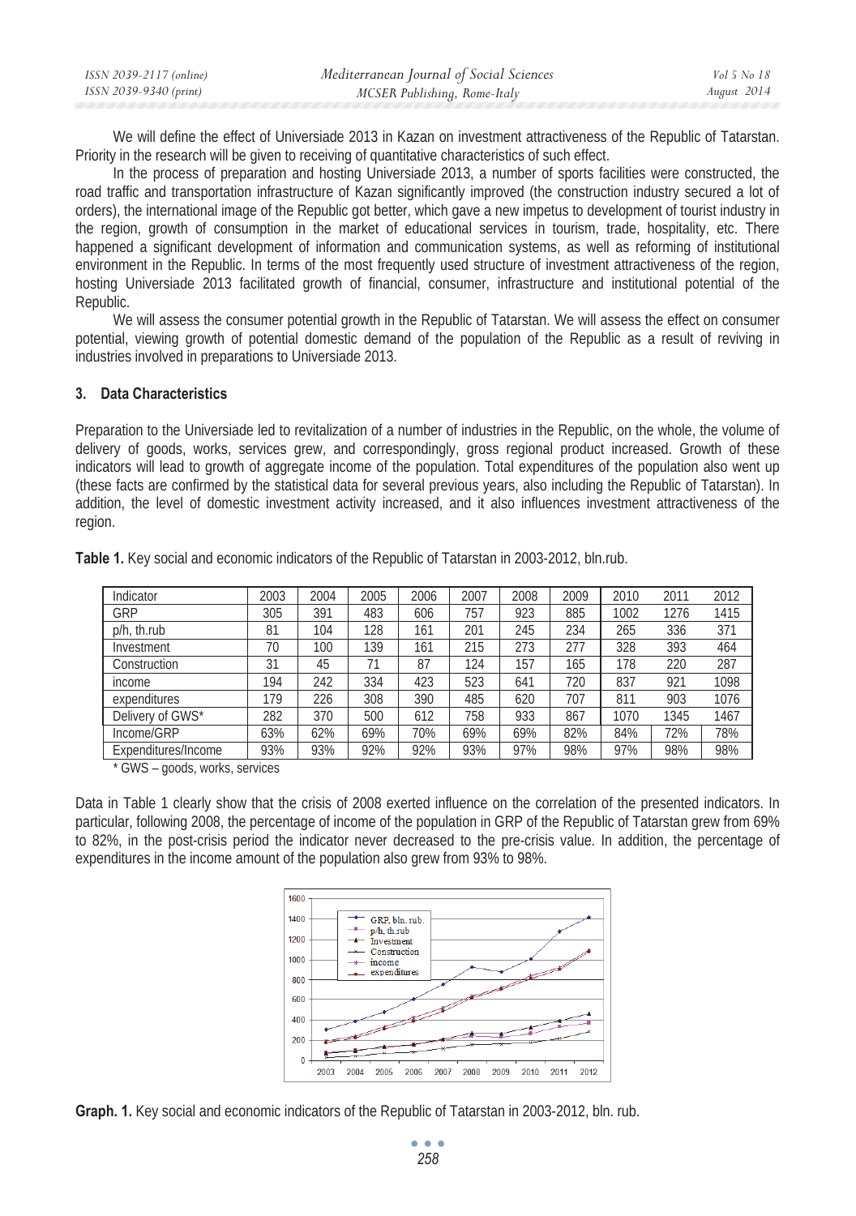We will define the effect of Universiade 2013 in Kazan on investment attractiveness of the Republic of Tatarstan. Priority in the research will be given to receiving of quantitative characteristics of such effect.

In the process of preparation and hosting Universiade 2013, a number of sports facilities were constructed, the road traffic and transportation infrastructure of Kazan significantly improved (the construction industry secured a lot of orders), the international image of the Republic got better, which gave a new impetus to development of tourist industry in the region, growth of consumption in the market of educational services in tourism, trade, hospitality, etc. There happened a significant development of information and communication systems, as well as reforming of institutional environment in the Republic. In terms of the most frequently used structure of investment attractiveness of the region, hosting Universiade 2013 facilitated growth of financial, consumer, infrastructure and institutional potential of the Republic.

We will assess the consumer potential growth in the Republic of Tatarstan. We will assess the effect on consumer potential, viewing growth of potential domestic demand of the population of the Republic as a result of reviving in industries involved in preparations to Universiade 2013.

## 3. Data Characteristics

Preparation to the Universiade led to revitalization of a number of industries in the Republic, on the whole, the volume of delivery of goods, works, services grew, and correspondingly, gross regional product increased. Growth of these indicators will lead to growth of aggregate income of the population. Total expenditures of the population also went up (these facts are confirmed by the statistical data for several previous years, also including the Republic of Tatarstan). In addition, the level of domestic investment activity increased, and it also influences investment attractiveness of the region.

**Table 1.** Key social and economic indicators of the Republic of Tatarstan in 2003-2012, bln.rub.

| Indicator | 2003 | 2004 | 2005 | 2006 | 2007 | 2008 | 2009 | 2010 | 2011 | 2012 |
|---|---|---|---|---|---|---|---|---|---|---|
| GRP | 305 | 391 | 483 | 606 | 757 | 923 | 885 | 1002 | 1276 | 1415 |
| p/h, th.rub | 81 | 104 | 128 | 161 | 201 | 245 | 234 | 265 | 336 | 371 |
| Investment | 70 | 100 | 139 | 161 | 215 | 273 | 277 | 328 | 393 | 464 |
| Construction | 31 | 45 | 71 | 87 | 124 | 157 | 165 | 178 | 220 | 287 |
| income | 194 | 242 | 334 | 423 | 523 | 641 | 720 | 837 | 921 | 1098 |
| expenditures | 179 | 226 | 308 | 390 | 485 | 620 | 707 | 811 | 903 | 1076 |
| Delivery of GWS* | 282 | 370 | 500 | 612 | 758 | 933 | 867 | 1070 | 1345 | 1467 |
| Income/GRP | 63% | 62% | 69% | 70% | 69% | 69% | 82% | 84% | 72% | 78% |
| Expenditures/Income | 93% | 93% | 92% | 92% | 93% | 97% | 98% | 97% | 98% | 98% |

\* GWS – goods, works, services

Data in Table 1 clearly show that the crisis of 2008 exerted influence on the correlation of the presented indicators. In particular, following 2008, the percentage of income of the population in GRP of the Republic of Tatarstan grew from 69% to 82%, in the post-crisis period the indicator never decreased to the pre-crisis value. In addition, the percentage of expenditures in the income amount of the population also grew from 93% to 98%.

**Graph. 1.** Key social and economic indicators of the Republic of Tatarstan in 2003-2012, bln. rub.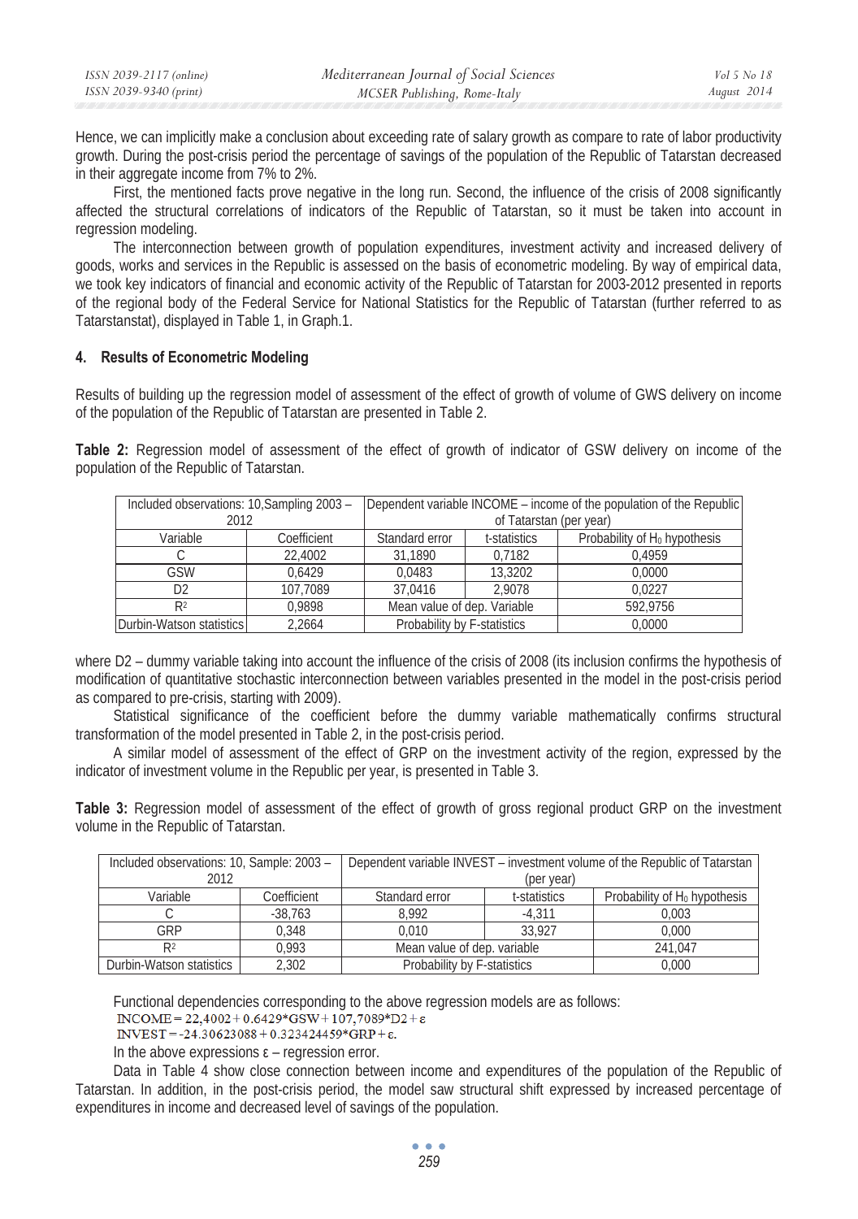Hence, we can implicitly make a conclusion about exceeding rate of salary growth as compare to rate of labor productivity growth. During the post-crisis period the percentage of savings of the population of the Republic of Tatarstan decreased in their aggregate income from 7% to 2%.

First, the mentioned facts prove negative in the long run. Second, the influence of the crisis of 2008 significantly affected the structural correlations of indicators of the Republic of Tatarstan, so it must be taken into account in regression modeling.

The interconnection between growth of population expenditures, investment activity and increased delivery of goods, works and services in the Republic is assessed on the basis of econometric modeling. By way of empirical data, we took key indicators of financial and economic activity of the Republic of Tatarstan for 2003-2012 presented in reports of the regional body of the Federal Service for National Statistics for the Republic of Tatarstan (further referred to as Tatarstanstat), displayed in Table 1, in Graph.1.

## 4. Results of Econometric Modeling

Results of building up the regression model of assessment of the effect of growth of volume of GWS delivery on income of the population of the Republic of Tatarstan are presented in Table 2.

**Table 2:** Regression model of assessment of the effect of growth of indicator of GSW delivery on income of the population of the Republic of Tatarstan.

| Included observations: 10,Sampling 2003 – 2012 | | Dependent variable INCOME – income of the population of the Republic of Tatarstan (per year) | | |
|---|---|---|---|---|
| Variable | Coefficient | Standard error | t-statistics | Probability of $H_0$ hypothesis |
| C | 22,4002 | 31,1890 | 0,7182 | 0,4959 |
| GSW | 0,6429 | 0,0483 | 13,3202 | 0,0000 |
| D2 | 107,7089 | 37,0416 | 2,9078 | 0,0227 |
| $R^2$ | 0,9898 | Mean value of dep. Variable | | 592,9756 |
| Durbin-Watson statistics | 2,2664 | Probability by F-statistics | | 0,0000 |

where D2 – dummy variable taking into account the influence of the crisis of 2008 (its inclusion confirms the hypothesis of modification of quantitative stochastic interconnection between variables presented in the model in the post-crisis period as compared to pre-crisis, starting with 2009).

Statistical significance of the coefficient before the dummy variable mathematically confirms structural transformation of the model presented in Table 2, in the post-crisis period.

A similar model of assessment of the effect of GRP on the investment activity of the region, expressed by the indicator of investment volume in the Republic per year, is presented in Table 3.

**Table 3:** Regression model of assessment of the effect of growth of gross regional product GRP on the investment volume in the Republic of Tatarstan.

| Included observations: 10, Sample: 2003 – 2012 | | Dependent variable INVEST – investment volume of the Republic of Tatarstan (per year) | | |
|---|---|---|---|---|
| Variable | Coefficient | Standard error | t-statistics | Probability of $H_0$ hypothesis |
| C | -38,763 | 8,992 | -4,311 | 0,003 |
| GRP | 0,348 | 0,010 | 33,927 | 0,000 |
| $R^2$ | 0,993 | Mean value of dep. variable | | 241,047 |
| Durbin-Watson statistics | 2,302 | Probability by F-statistics | | 0,000 |

Functional dependencies corresponding to the above regression models are as follows:

$$INCOME = 22{,}4002 + 0.6429*GSW + 107{,}7089*D2 + \varepsilon$$

$$INVEST = -24.30623088 + 0.323424459*GRP + \varepsilon.$$

In the above expressions $\varepsilon$ – regression error.

Data in Table 4 show close connection between income and expenditures of the population of the Republic of Tatarstan. In addition, in the post-crisis period, the model saw structural shift expressed by increased percentage of expenditures in income and decreased level of savings of the population.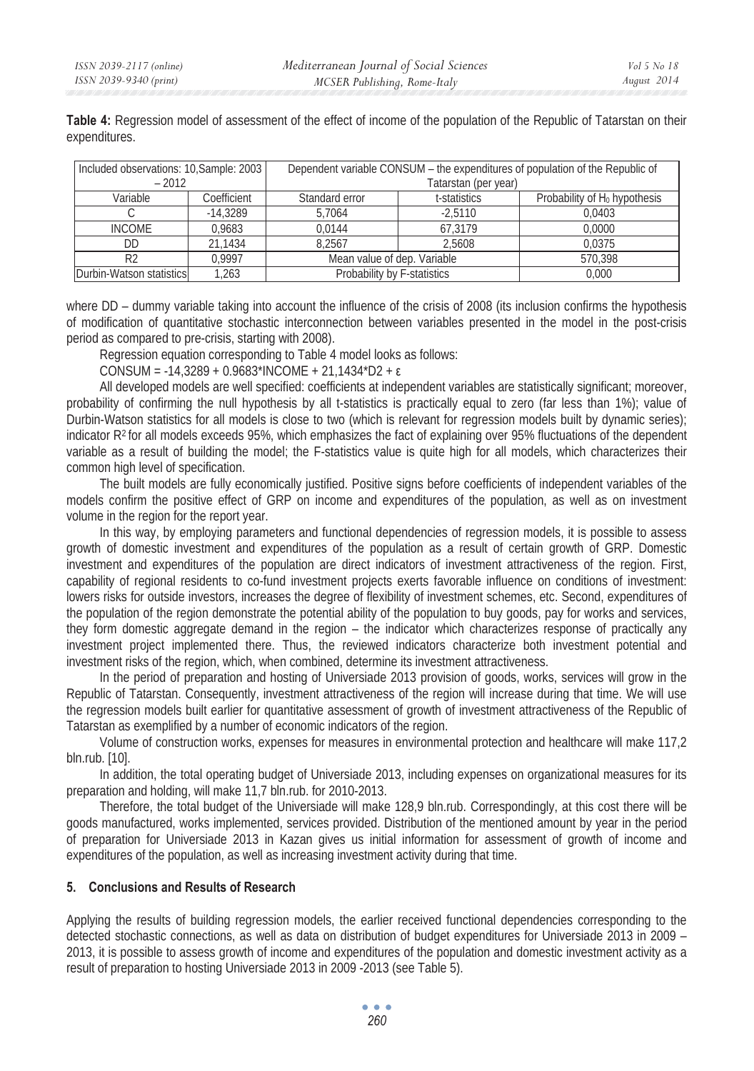**Table 4:** Regression model of assessment of the effect of income of the population of the Republic of Tatarstan on their expenditures.

| Included observations: 10,Sample: 2003 – 2012 | | Dependent variable CONSUM – the expenditures of population of the Republic of Tatarstan (per year) | | |
|---|---|---|---|---|
| Variable | Coefficient | Standard error | t-statistics | Probability of $H_0$ hypothesis |
| C | -14,3289 | 5,7064 | -2,5110 | 0,0403 |
| INCOME | 0,9683 | 0,0144 | 67,3179 | 0,0000 |
| DD | 21,1434 | 8,2567 | 2,5608 | 0,0375 |
| R2 | 0,9997 | Mean value of dep. Variable | | 570,398 |
| Durbin-Watson statistics | 1,263 | Probability by F-statistics | | 0,000 |

where DD – dummy variable taking into account the influence of the crisis of 2008 (its inclusion confirms the hypothesis of modification of quantitative stochastic interconnection between variables presented in the model in the post-crisis period as compared to pre-crisis, starting with 2008).

Regression equation corresponding to Table 4 model looks as follows:

$$CONSUM = -14{,}3289 + 0.9683 \cdot INCOME + 21{,}1434 \cdot D2 + \varepsilon$$

All developed models are well specified: coefficients at independent variables are statistically significant; moreover, probability of confirming the null hypothesis by all t-statistics is practically equal to zero (far less than 1%); value of Durbin-Watson statistics for all models is close to two (which is relevant for regression models built by dynamic series); indicator $R^2$ for all models exceeds 95%, which emphasizes the fact of explaining over 95% fluctuations of the dependent variable as a result of building the model; the F-statistics value is quite high for all models, which characterizes their common high level of specification.

The built models are fully economically justified. Positive signs before coefficients of independent variables of the models confirm the positive effect of GRP on income and expenditures of the population, as well as on investment volume in the region for the report year.

In this way, by employing parameters and functional dependencies of regression models, it is possible to assess growth of domestic investment and expenditures of the population as a result of certain growth of GRP. Domestic investment and expenditures of the population are direct indicators of investment attractiveness of the region. First, capability of regional residents to co-fund investment projects exerts favorable influence on conditions of investment: lowers risks for outside investors, increases the degree of flexibility of investment schemes, etc. Second, expenditures of the population of the region demonstrate the potential ability of the population to buy goods, pay for works and services, they form domestic aggregate demand in the region – the indicator which characterizes response of practically any investment project implemented there. Thus, the reviewed indicators characterize both investment potential and investment risks of the region, which, when combined, determine its investment attractiveness.

In the period of preparation and hosting of Universiade 2013 provision of goods, works, services will grow in the Republic of Tatarstan. Consequently, investment attractiveness of the region will increase during that time. We will use the regression models built earlier for quantitative assessment of growth of investment attractiveness of the Republic of Tatarstan as exemplified by a number of economic indicators of the region.

Volume of construction works, expenses for measures in environmental protection and healthcare will make 117,2 bln.rub. [10].

In addition, the total operating budget of Universiade 2013, including expenses on organizational measures for its preparation and holding, will make 11,7 bln.rub. for 2010-2013.

Therefore, the total budget of the Universiade will make 128,9 bln.rub. Correspondingly, at this cost there will be goods manufactured, works implemented, services provided. Distribution of the mentioned amount by year in the period of preparation for Universiade 2013 in Kazan gives us initial information for assessment of growth of income and expenditures of the population, as well as increasing investment activity during that time.

## 5. Conclusions and Results of Research

Applying the results of building regression models, the earlier received functional dependencies corresponding to the detected stochastic connections, as well as data on distribution of budget expenditures for Universiade 2013 in 2009 – 2013, it is possible to assess growth of income and expenditures of the population and domestic investment activity as a result of preparation to hosting Universiade 2013 in 2009 -2013 (see Table 5).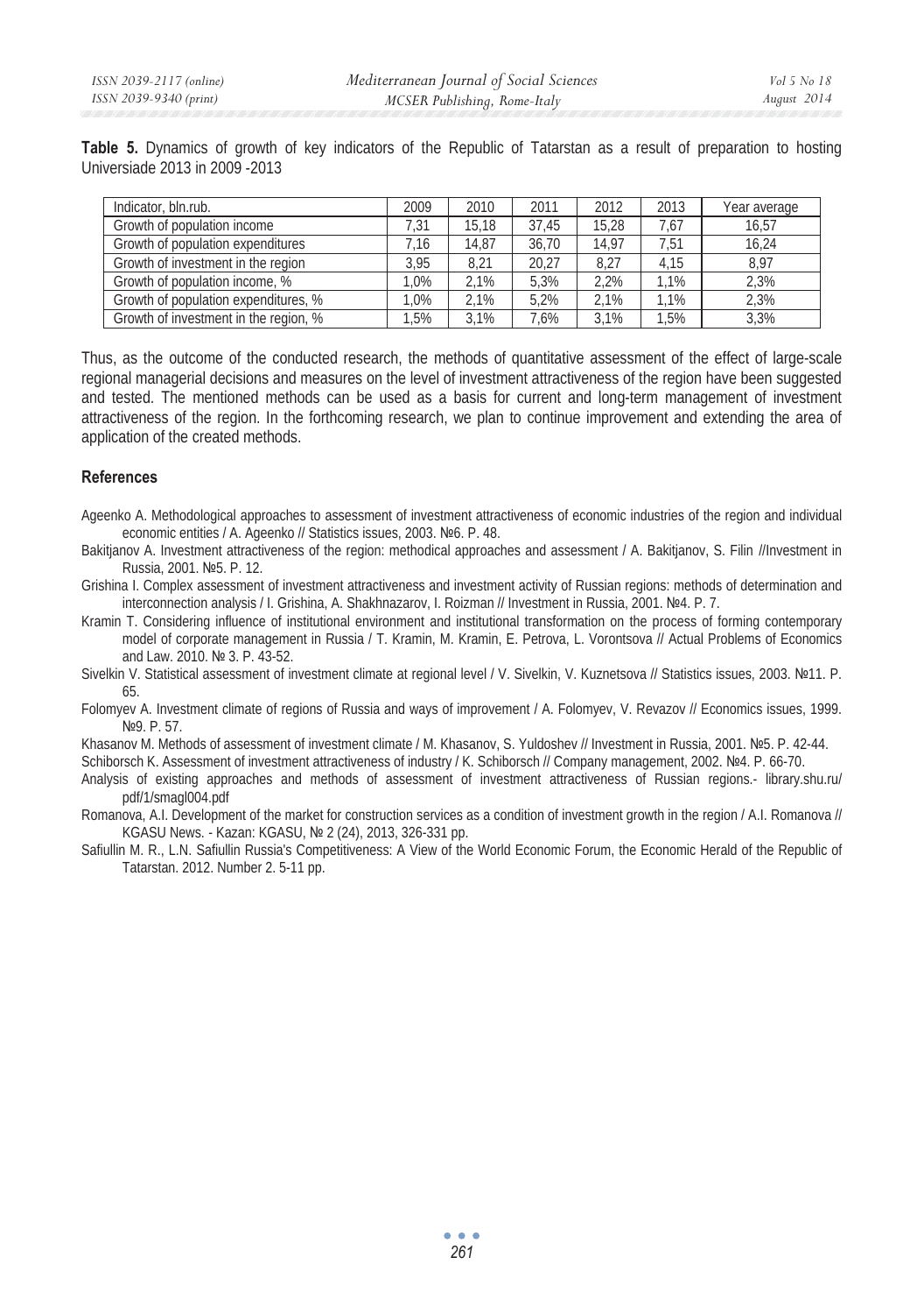**Table 5.** Dynamics of growth of key indicators of the Republic of Tatarstan as a result of preparation to hosting Universiade 2013 in 2009 -2013

| Indicator, bln.rub. | 2009 | 2010 | 2011 | 2012 | 2013 | Year average |
|---|---|---|---|---|---|---|
| Growth of population income | 7,31 | 15,18 | 37,45 | 15,28 | 7,67 | 16,57 |
| Growth of population expenditures | 7,16 | 14,87 | 36,70 | 14,97 | 7,51 | 16,24 |
| Growth of investment in the region | 3,95 | 8,21 | 20,27 | 8,27 | 4,15 | 8,97 |
| Growth of population income, % | 1,0% | 2,1% | 5,3% | 2,2% | 1,1% | 2,3% |
| Growth of population expenditures, % | 1,0% | 2,1% | 5,2% | 2,1% | 1,1% | 2,3% |
| Growth of investment in the region, % | 1,5% | 3,1% | 7,6% | 3,1% | 1,5% | 3,3% |

Thus, as the outcome of the conducted research, the methods of quantitative assessment of the effect of large-scale regional managerial decisions and measures on the level of investment attractiveness of the region have been suggested and tested. The mentioned methods can be used as a basis for current and long-term management of investment attractiveness of the region. In the forthcoming research, we plan to continue improvement and extending the area of application of the created methods.

## References

Ageenko A. Methodological approaches to assessment of investment attractiveness of economic industries of the region and individual economic entities / A. Ageenko // Statistics issues, 2003. №6. P. 48.

Bakitjanov A. Investment attractiveness of the region: methodical approaches and assessment / A. Bakitjanov, S. Filin //Investment in Russia, 2001. №5. P. 12.

Grishina I. Complex assessment of investment attractiveness and investment activity of Russian regions: methods of determination and interconnection analysis / I. Grishina, A. Shakhnazarov, I. Roizman // Investment in Russia, 2001. №4. P. 7.

Kramin T. Considering influence of institutional environment and institutional transformation on the process of forming contemporary model of corporate management in Russia / T. Kramin, M. Kramin, E. Petrova, L. Vorontsova // Actual Problems of Economics and Law. 2010. № 3. P. 43-52.

Sivelkin V. Statistical assessment of investment climate at regional level / V. Sivelkin, V. Kuznetsova // Statistics issues, 2003. №11. P. 65.

Folomyev A. Investment climate of regions of Russia and ways of improvement / A. Folomyev, V. Revazov // Economics issues, 1999. №9. P. 57.

Khasanov M. Methods of assessment of investment climate / M. Khasanov, S. Yuldoshev // Investment in Russia, 2001. №5. P. 42-44.

Schiborsch K. Assessment of investment attractiveness of industry / K. Schiborsch // Company management, 2002. №4. P. 66-70.

Analysis of existing approaches and methods of assessment of investment attractiveness of Russian regions.- library.shu.ru/ pdf/1/smagl004.pdf

Romanova, A.I. Development of the market for construction services as a condition of investment growth in the region / A.I. Romanova // KGASU News. - Kazan: KGASU, № 2 (24), 2013, 326-331 pp.

Safiullin M. R., L.N. Safiullin Russia's Competitiveness: A View of the World Economic Forum, the Economic Herald of the Republic of Tatarstan. 2012. Number 2. 5-11 pp.